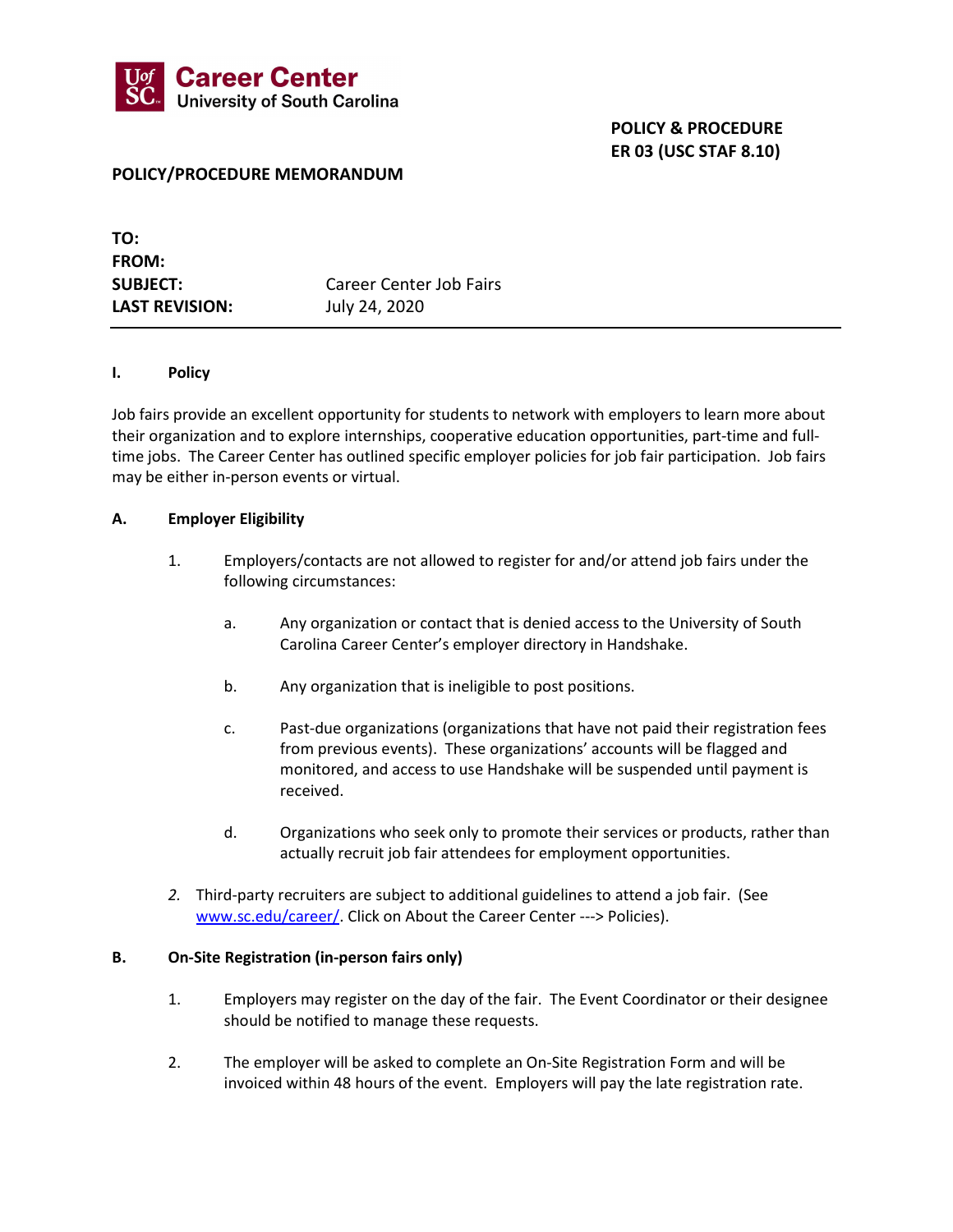**Career Center**
**University of South Carolina**

**POLICY & PROCEDURE**
**ER 03 (USC STAF 8.10)**

**POLICY/PROCEDURE MEMORANDUM**

| | |
|---|---|
| **TO:** | |
| **FROM:** | |
| **SUBJECT:** | Career Center Job Fairs |
| **LAST REVISION:** | July 24, 2020 |

---

## I. Policy

Job fairs provide an excellent opportunity for students to network with employers to learn more about their organization and to explore internships, cooperative education opportunities, part-time and full-time jobs. The Career Center has outlined specific employer policies for job fair participation. Job fairs may be either in-person events or virtual.

### A. Employer Eligibility

1. Employers/contacts are not allowed to register for and/or attend job fairs under the following circumstances:

   a. Any organization or contact that is denied access to the University of South Carolina Career Center's employer directory in Handshake.

   b. Any organization that is ineligible to post positions.

   c. Past-due organizations (organizations that have not paid their registration fees from previous events). These organizations' accounts will be flagged and monitored, and access to use Handshake will be suspended until payment is received.

   d. Organizations who seek only to promote their services or products, rather than actually recruit job fair attendees for employment opportunities.

2. Third-party recruiters are subject to additional guidelines to attend a job fair. (See [www.sc.edu/career/](www.sc.edu/career/). Click on About the Career Center ---> Policies).

### B. On-Site Registration (in-person fairs only)

1. Employers may register on the day of the fair. The Event Coordinator or their designee should be notified to manage these requests.

2. The employer will be asked to complete an On-Site Registration Form and will be invoiced within 48 hours of the event. Employers will pay the late registration rate.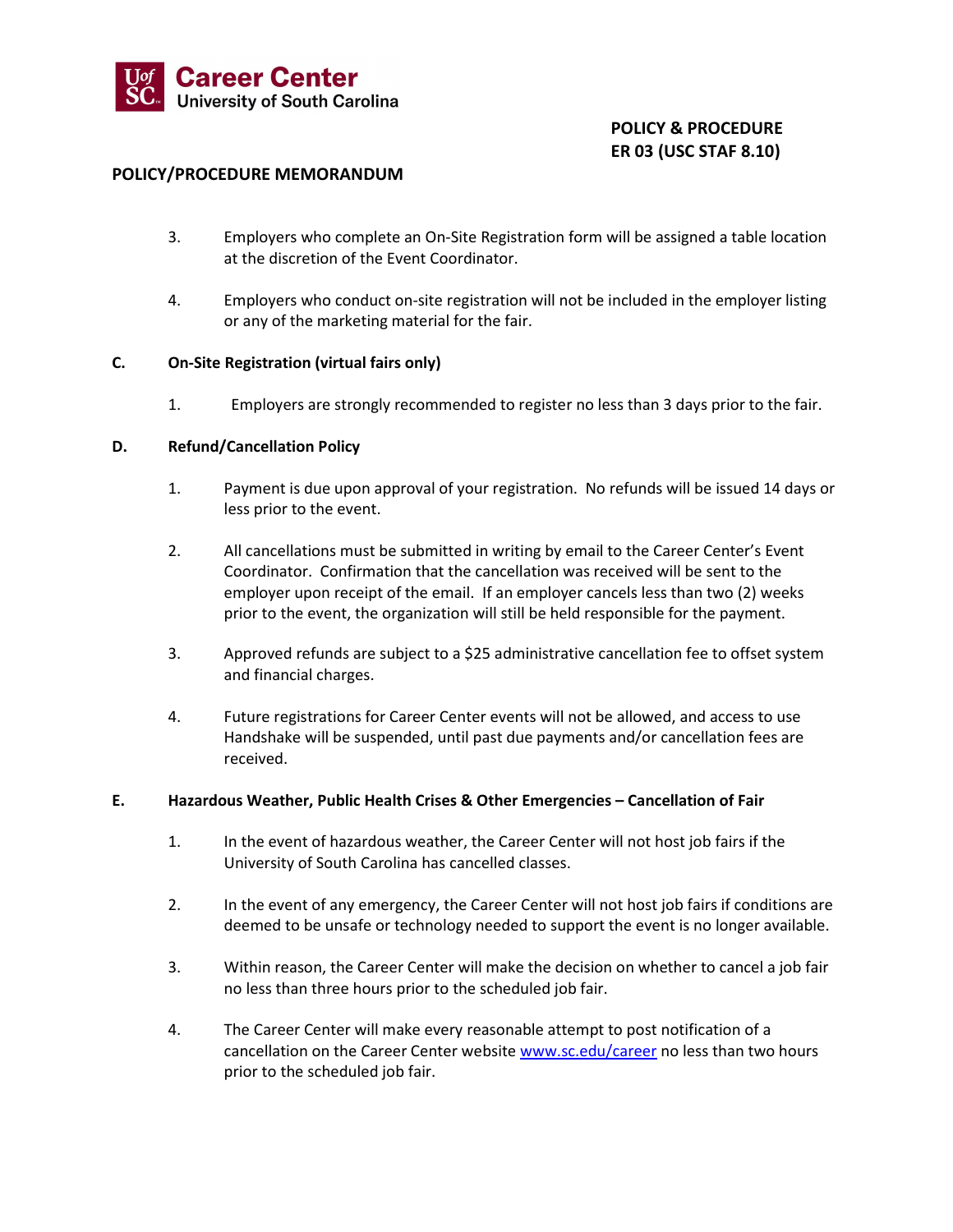POLICY & PROCEDURE
ER 03 (USC STAF 8.10)

**POLICY/PROCEDURE MEMORANDUM**

3. Employers who complete an On-Site Registration form will be assigned a table location at the discretion of the Event Coordinator.

4. Employers who conduct on-site registration will not be included in the employer listing or any of the marketing material for the fair.

**C. On-Site Registration (virtual fairs only)**

1. Employers are strongly recommended to register no less than 3 days prior to the fair.

**D. Refund/Cancellation Policy**

1. Payment is due upon approval of your registration. No refunds will be issued 14 days or less prior to the event.

2. All cancellations must be submitted in writing by email to the Career Center's Event Coordinator. Confirmation that the cancellation was received will be sent to the employer upon receipt of the email. If an employer cancels less than two (2) weeks prior to the event, the organization will still be held responsible for the payment.

3. Approved refunds are subject to a $25 administrative cancellation fee to offset system and financial charges.

4. Future registrations for Career Center events will not be allowed, and access to use Handshake will be suspended, until past due payments and/or cancellation fees are received.

**E. Hazardous Weather, Public Health Crises & Other Emergencies – Cancellation of Fair**

1. In the event of hazardous weather, the Career Center will not host job fairs if the University of South Carolina has cancelled classes.

2. In the event of any emergency, the Career Center will not host job fairs if conditions are deemed to be unsafe or technology needed to support the event is no longer available.

3. Within reason, the Career Center will make the decision on whether to cancel a job fair no less than three hours prior to the scheduled job fair.

4. The Career Center will make every reasonable attempt to post notification of a cancellation on the Career Center website www.sc.edu/career no less than two hours prior to the scheduled job fair.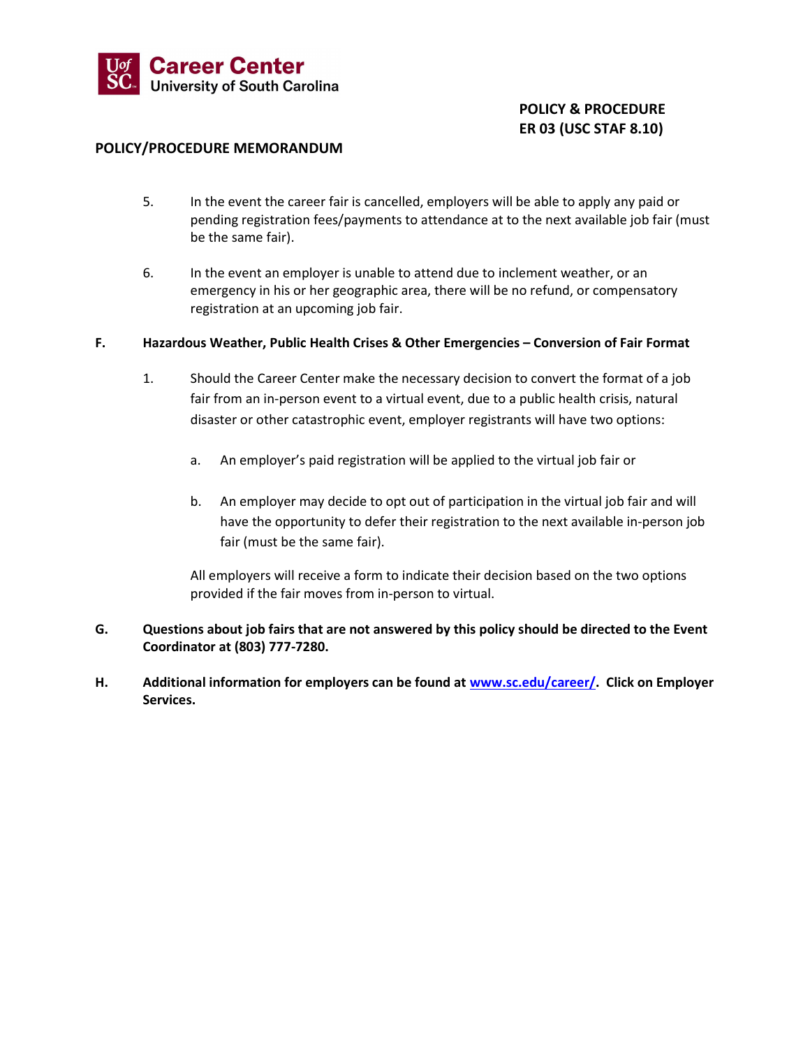**POLICY & PROCEDURE**
**ER 03 (USC STAF 8.10)**

**POLICY/PROCEDURE MEMORANDUM**

5. In the event the career fair is cancelled, employers will be able to apply any paid or pending registration fees/payments to attendance at to the next available job fair (must be the same fair).

6. In the event an employer is unable to attend due to inclement weather, or an emergency in his or her geographic area, there will be no refund, or compensatory registration at an upcoming job fair.

**F. Hazardous Weather, Public Health Crises & Other Emergencies – Conversion of Fair Format**

1. Should the Career Center make the necessary decision to convert the format of a job fair from an in-person event to a virtual event, due to a public health crisis, natural disaster or other catastrophic event, employer registrants will have two options:

   a. An employer's paid registration will be applied to the virtual job fair or

   b. An employer may decide to opt out of participation in the virtual job fair and will have the opportunity to defer their registration to the next available in-person job fair (must be the same fair).

   All employers will receive a form to indicate their decision based on the two options provided if the fair moves from in-person to virtual.

**G. Questions about job fairs that are not answered by this policy should be directed to the Event Coordinator at (803) 777-7280.**

**H. Additional information for employers can be found at [www.sc.edu/career/](http://www.sc.edu/career/). Click on Employer Services.**